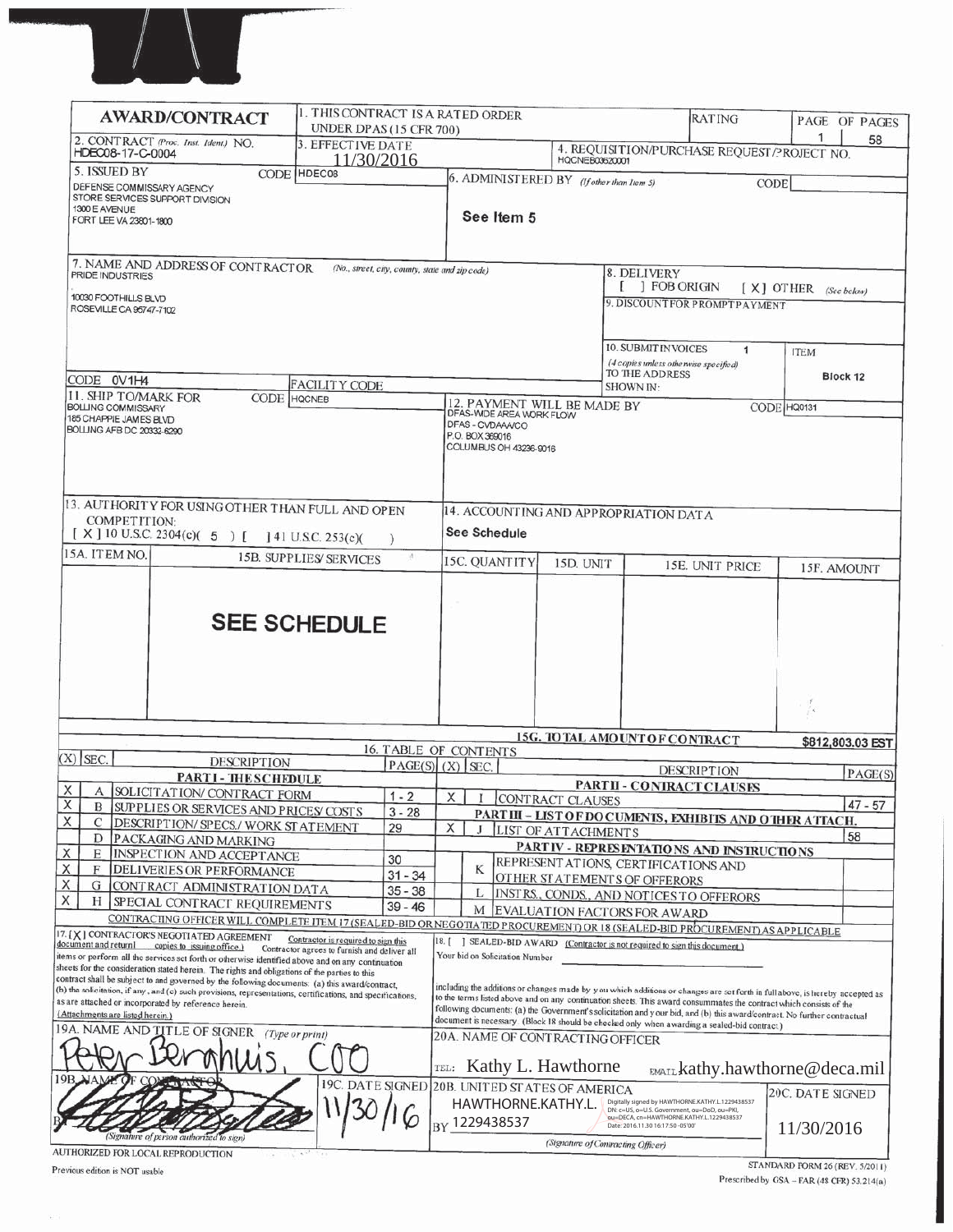# AWARD/CONTRACT

| | | | |
|---|---|---|---|
| **AWARD/CONTRACT** | 1. THIS CONTRACT IS A RATED ORDER UNDER DPAS (15 CFR 700) | RATING | PAGE OF PAGES 1 58 |
| 2. CONTRACT (Proc. Inst. Ident.) NO. HDEC08-17-C-0004 | 3. EFFECTIVE DATE 11/30/2016 | 4. REQUISITION/PURCHASE REQUEST/PROJECT NO. HQCNEB63620001 | |
| 5. ISSUED BY CODE HDEC08<br>DEFENSE COMMISSARY AGENCY<br>STORE SERVICES SUPPORT DIVISION<br>1300 E AVENUE<br>FORT LEE VA 23801-1800 | 6. ADMINISTERED BY (If other than Item 5) CODE<br>See Item 5 | | |
| 7. NAME AND ADDRESS OF CONTRACTOR (No., street, city, county, state and zip code)<br>PRIDE INDUSTRIES<br>10030 FOOTHILLS BLVD<br>ROSEVILLE CA 95747-7102<br>CODE 0V1H4 FACILITY CODE | 8. DELIVERY [ ] FOB ORIGIN [ X ] OTHER (See below)<br>9. DISCOUNT FOR PROMPT PAYMENT<br>10. SUBMIT INVOICES (4 copies unless otherwise specified) TO THE ADDRESS SHOWN IN: 1 ITEM Block 12 | | |
| 11. SHIP TO/MARK FOR CODE HQCNEB<br>BOLLING COMMISSARY<br>185 CHAPPIE JAMES BLVD<br>BOLLING AFB DC 20332-6290 | 12. PAYMENT WILL BE MADE BY CODE HQ0131<br>DFAS-WIDE AREA WORK FLOW<br>DFAS - CVDAA/CO<br>P.O. BOX 369016<br>COLUMBUS OH 43236-9016 | | |
| 13. AUTHORITY FOR USING OTHER THAN FULL AND OPEN COMPETITION:<br>[ X ] 10 U.S.C. 2304(c)( 5 ) [ ] 41 U.S.C. 253(c)( ) | 14. ACCOUNTING AND APPROPRIATION DATA<br>See Schedule | | |

| 15A. ITEM NO. | 15B. SUPPLIES/ SERVICES | 15C. QUANTITY | 15D. UNIT | 15E. UNIT PRICE | 15F. AMOUNT |
|---|---|---|---|---|---|
| | **SEE SCHEDULE** | | | | |
| | | | | 15G. TOTAL AMOUNT OF CONTRACT | $812,803.03 EST |

## 16. TABLE OF CONTENTS

| (X) | SEC. | DESCRIPTION | PAGE(S) | (X) | SEC. | DESCRIPTION | PAGE(S) |
|---|---|---|---|---|---|---|---|
| | | **PART I - THE SCHEDULE** | | | | **PART II - CONTRACT CLAUSES** | |
| X | A | SOLICITATION/ CONTRACT FORM | 1 - 2 | X | I | CONTRACT CLAUSES | 47 - 57 |
| X | B | SUPPLIES OR SERVICES AND PRICES/ COSTS | 3 - 28 | | | **PART III - LIST OF DOCUMENTS, EXHIBITS AND OTHER ATTACH.** | |
| X | C | DESCRIPTION/ SPECS./ WORK STATEMENT | 29 | X | J | LIST OF ATTACHMENTS | 58 |
| | D | PACKAGING AND MARKING | | | | **PART IV - REPRESENTATIONS AND INSTRUCTIONS** | |
| X | E | INSPECTION AND ACCEPTANCE | 30 | | K | REPRESENTATIONS, CERTIFICATIONS AND OTHER STATEMENTS OF OFFERORS | |
| X | F | DELIVERIES OR PERFORMANCE | 31 - 34 | | | | |
| X | G | CONTRACT ADMINISTRATION DATA | 35 - 38 | | L | INSTRS., CONDS., AND NOTICES TO OFFERORS | |
| X | H | SPECIAL CONTRACT REQUIREMENTS | 39 - 46 | | M | EVALUATION FACTORS FOR AWARD | |

CONTRACTING OFFICER WILL COMPLETE ITEM 17 (SEALED-BID OR NEGOTIATED PROCUREMENT) OR 18 (SEALED-BID PROCUREMENT) AS APPLICABLE

17. [ X ] CONTRACTOR'S NEGOTIATED AGREEMENT Contractor is required to sign this document and return 1 copies to issuing office.) Contractor agrees to furnish and deliver all items or perform all the services set forth or otherwise identified above and on any continuation sheets for the consideration stated herein. The rights and obligations of the parties to this contract shall be subject to and governed by the following documents: (a) this award/contract, (b) the solicitation, if any, and (c) such provisions, representations, certifications, and specifications, as are attached or incorporated by reference herein. (Attachments are listed herein.)

18. [ ] SEALED-BID AWARD (Contractor is not required to sign this document.) Your bid on Solicitation Number ______ including the additions or changes made by you which additions or changes are set forth in full above, is hereby accepted as to the terms listed above and on any continuation sheets. This award consummates the contract which consists of the following documents: (a) the Government's solicitation and your bid, and (b) this award/contract. No further contractual document is necessary. (Block 18 should be checked only when awarding a sealed-bid contract.)

| | | | |
|---|---|---|---|
| 19A. NAME AND TITLE OF SIGNER (Type or print)<br>Peter Berghuis, COO | | 20A. NAME OF CONTRACTING OFFICER<br>TEL: Kathy L. Hawthorne EMAIL: kathy.hawthorne@deca.mil | |
| 19B. NAME OF CONTRACTOR<br>BY [signature]<br>(Signature of person authorized to sign) | 19C. DATE SIGNED<br>11/30/16 | 20B. UNITED STATES OF AMERICA<br>BY HAWTHORNE.KATHY.L.1229438537<br>Digitally signed by HAWTHORNE.KATHY.L.1229438537 DN: c=US, o=U.S. Government, ou=DoD, ou=PKI, ou=DECA, cn=HAWTHORNE.KATHY.L.1229438537 Date: 2016.11.30 16:17:50 -05'00'<br>(Signature of Contracting Officer) | 20C. DATE SIGNED<br>11/30/2016 |

AUTHORIZED FOR LOCAL REPRODUCTION
Previous edition is NOT usable

STANDARD FORM 26 (REV. 5/2011)
Prescribed by GSA - FAR (48 CFR) 53.214(a)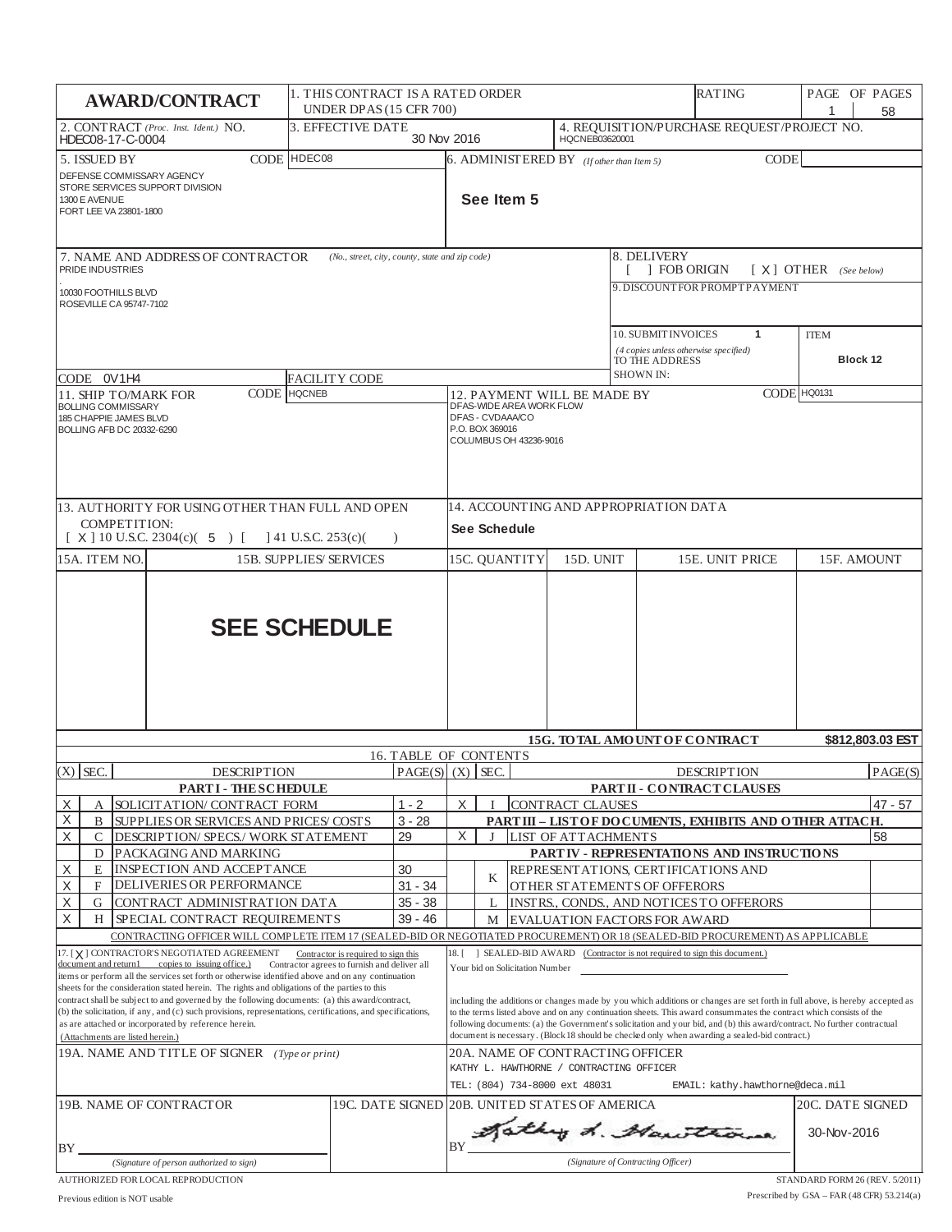# AWARD/CONTRACT

| | |
|---|---|
| 1. THIS CONTRACT IS A RATED ORDER UNDER DPAS (15 CFR 700) | RATING |
| PAGE OF PAGES | 1 / 58 |

**2. CONTRACT** *(Proc. Inst. Ident.)* **NO.** HDEC08-17-C-0004

**3. EFFECTIVE DATE** 30 Nov 2016

**4. REQUISITION/PURCHASE REQUEST/PROJECT NO.** HQCNEB03620001

**5. ISSUED BY** CODE HDEC08

DEFENSE COMMISSARY AGENCY
STORE SERVICES SUPPORT DIVISION
1300 E AVENUE
FORT LEE VA 23801-1800

**6. ADMINISTERED BY** *(If other than Item 5)* CODE

**See Item 5**

**7. NAME AND ADDRESS OF CONTRACTOR** *(No., street, city, county, state and zip code)*

PRIDE INDUSTRIES
.
10030 FOOTHILLS BLVD
ROSEVILLE CA 95747-7102

CODE 0V1H4 FACILITY CODE

**8. DELIVERY**
[ ] FOB ORIGIN [ X ] OTHER *(See below)*

**9. DISCOUNT FOR PROMPT PAYMENT**

**10. SUBMIT INVOICES** 1 ITEM
*(4 copies unless otherwise specified)* TO THE ADDRESS SHOWN IN: Block 12

**11. SHIP TO/MARK FOR** CODE HQCNEB

BOLLING COMMISSARY
185 CHAPPIE JAMES BLVD
BOLLING AFB DC 20332-6290

**12. PAYMENT WILL BE MADE BY** CODE HQ0131

DFAS-WIDE AREA WORK FLOW
DFAS - CVDAAA/CO
P.O. BOX 369016
COLUMBUS OH 43236-9016

**13. AUTHORITY FOR USING OTHER THAN FULL AND OPEN COMPETITION:**
[ X ] 10 U.S.C. 2304(c)( 5 ) [ ] 41 U.S.C. 253(c)( )

**14. ACCOUNTING AND APPROPRIATION DATA**
See Schedule

| 15A. ITEM NO. | 15B. SUPPLIES/ SERVICES | 15C. QUANTITY | 15D. UNIT | 15E. UNIT PRICE | 15F. AMOUNT |
|---|---|---|---|---|---|
| | **SEE SCHEDULE** | | | | |
| | | | | **15G. TOTAL AMOUNT OF CONTRACT** | **$812,803.03 EST** |

**16. TABLE OF CONTENTS**

| (X) | SEC. | DESCRIPTION | PAGE(S) | (X) | SEC. | DESCRIPTION | PAGE(S) |
|---|---|---|---|---|---|---|---|
| | | **PART I - THE SCHEDULE** | | | | **PART II - CONTRACT CLAUSES** | |
| X | A | SOLICITATION/ CONTRACT FORM | 1 - 2 | X | I | CONTRACT CLAUSES | 47 - 57 |
| X | B | SUPPLIES OR SERVICES AND PRICES/ COSTS | 3 - 28 | | | **PART III – LIST OF DOCUMENTS, EXHIBITS AND OTHER ATTACH.** | |
| X | C | DESCRIPTION/ SPECS./ WORK STATEMENT | 29 | X | J | LIST OF ATTACHMENTS | 58 |
| | D | PACKAGING AND MARKING | | | | **PART IV - REPRESENTATIONS AND INSTRUCTIONS** | |
| X | E | INSPECTION AND ACCEPTANCE | 30 | | K | REPRESENTATIONS, CERTIFICATIONS AND OTHER STATEMENTS OF OFFERORS | |
| X | F | DELIVERIES OR PERFORMANCE | 31 - 34 | | | | |
| X | G | CONTRACT ADMINISTRATION DATA | 35 - 38 | | L | INSTRS., CONDS., AND NOTICES TO OFFERORS | |
| X | H | SPECIAL CONTRACT REQUIREMENTS | 39 - 46 | | M | EVALUATION FACTORS FOR AWARD | |

CONTRACTING OFFICER WILL COMPLETE ITEM 17 (SEALED-BID OR NEGOTIATED PROCUREMENT) OR 18 (SEALED-BID PROCUREMENT) AS APPLICABLE

17. [ X ] CONTRACTOR'S NEGOTIATED AGREEMENT Contractor is required to sign this document and return 1 copies to issuing office.) Contractor agrees to furnish and deliver all items or perform all the services set forth or otherwise identified above and on any continuation sheets for the consideration stated herein. The rights and obligations of the parties to this contract shall be subject to and governed by the following documents: (a) this award/contract, (b) the solicitation, if any, and (c) such provisions, representations, certifications, and specifications, as are attached or incorporated by reference herein. (Attachments are listed herein.)

18. [ ] SEALED-BID AWARD (Contractor is not required to sign this document.) Your bid on Solicitation Number ______ including the additions or changes made by you which additions or changes are set forth in full above, is hereby accepted as to the terms listed above and on any continuation sheets. This award consummates the contract which consists of the following documents: (a) the Government's solicitation and your bid, and (b) this award/contract. No further contractual document is necessary. (Block 18 should be checked only when awarding a sealed-bid contract.)

**19A. NAME AND TITLE OF SIGNER** *(Type or print)*

**20A. NAME OF CONTRACTING OFFICER**
KATHY L. HAWTHORNE / CONTRACTING OFFICER
TEL: (804) 734-8000 ext 48031 EMAIL: kathy.hawthorne@deca.mil

**19B. NAME OF CONTRACTOR**
BY ______
*(Signature of person authorized to sign)*

**19C. DATE SIGNED**

**20B. UNITED STATES OF AMERICA**
BY Kathy L. Hawthorne
*(Signature of Contracting Officer)*

**20C. DATE SIGNED** 30-Nov-2016

AUTHORIZED FOR LOCAL REPRODUCTION
Previous edition is NOT usable

STANDARD FORM 26 (REV. 5/2011)
Prescribed by GSA – FAR (48 CFR) 53.214(a)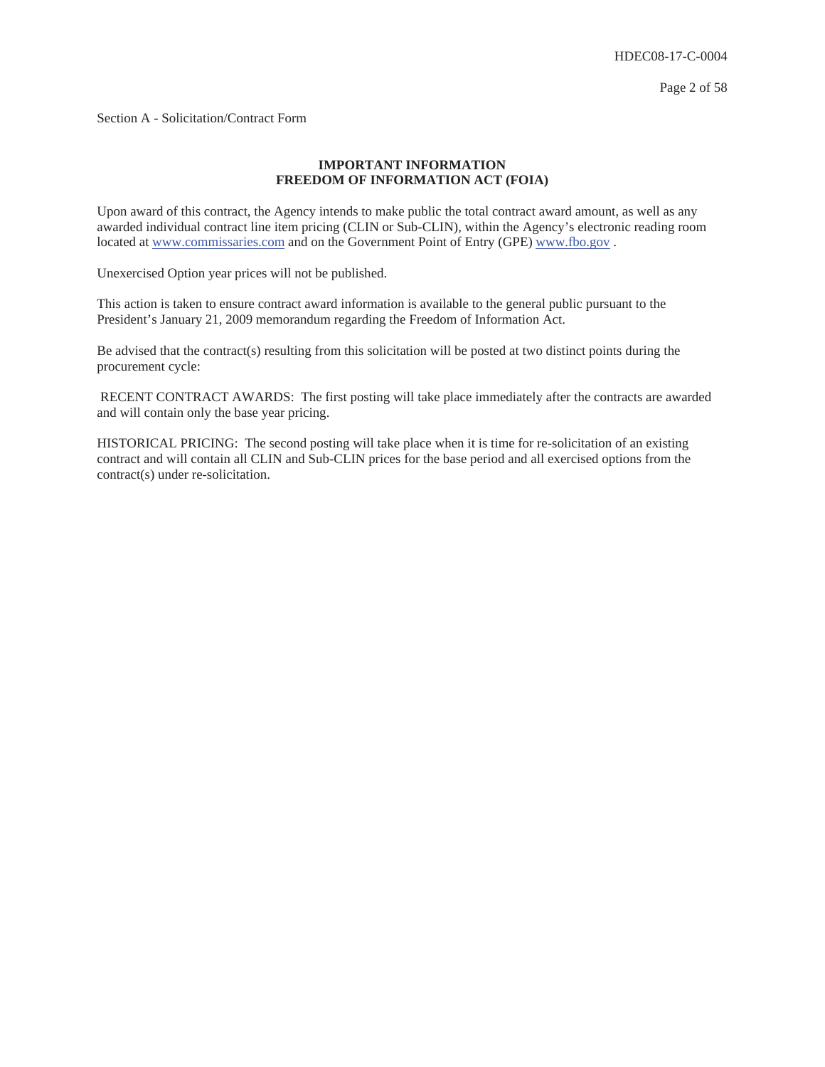Section A - Solicitation/Contract Form

**IMPORTANT INFORMATION**
**FREEDOM OF INFORMATION ACT (FOIA)**

Upon award of this contract, the Agency intends to make public the total contract award amount, as well as any awarded individual contract line item pricing (CLIN or Sub-CLIN), within the Agency's electronic reading room located at www.commissaries.com and on the Government Point of Entry (GPE) www.fbo.gov .

Unexercised Option year prices will not be published.

This action is taken to ensure contract award information is available to the general public pursuant to the President's January 21, 2009 memorandum regarding the Freedom of Information Act.

Be advised that the contract(s) resulting from this solicitation will be posted at two distinct points during the procurement cycle:

RECENT CONTRACT AWARDS: The first posting will take place immediately after the contracts are awarded and will contain only the base year pricing.

HISTORICAL PRICING: The second posting will take place when it is time for re-solicitation of an existing contract and will contain all CLIN and Sub-CLIN prices for the base period and all exercised options from the contract(s) under re-solicitation.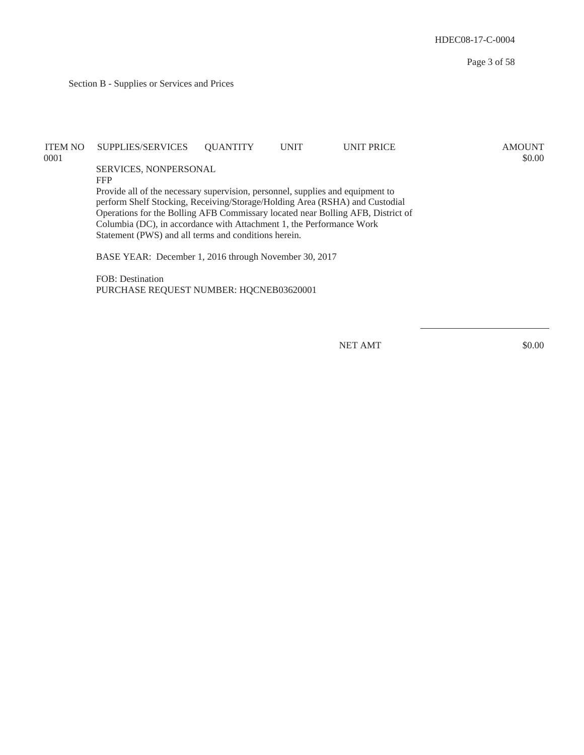Section B - Supplies or Services and Prices

| ITEM NO | SUPPLIES/SERVICES | QUANTITY | UNIT | UNIT PRICE | AMOUNT |
|---|---|---|---|---|---|
| 0001 | | | | | $0.00 |
| | SERVICES, NONPERSONAL<br>FFP<br>Provide all of the necessary supervision, personnel, supplies and equipment to perform Shelf Stocking, Receiving/Storage/Holding Area (RSHA) and Custodial Operations for the Bolling AFB Commissary located near Bolling AFB, District of Columbia (DC), in accordance with Attachment 1, the Performance Work Statement (PWS) and all terms and conditions herein.<br><br>BASE YEAR: December 1, 2016 through November 30, 2017<br><br>FOB: Destination<br>PURCHASE REQUEST NUMBER: HQCNEB03620001 | | | | |
| | | | | NET AMT | $0.00 |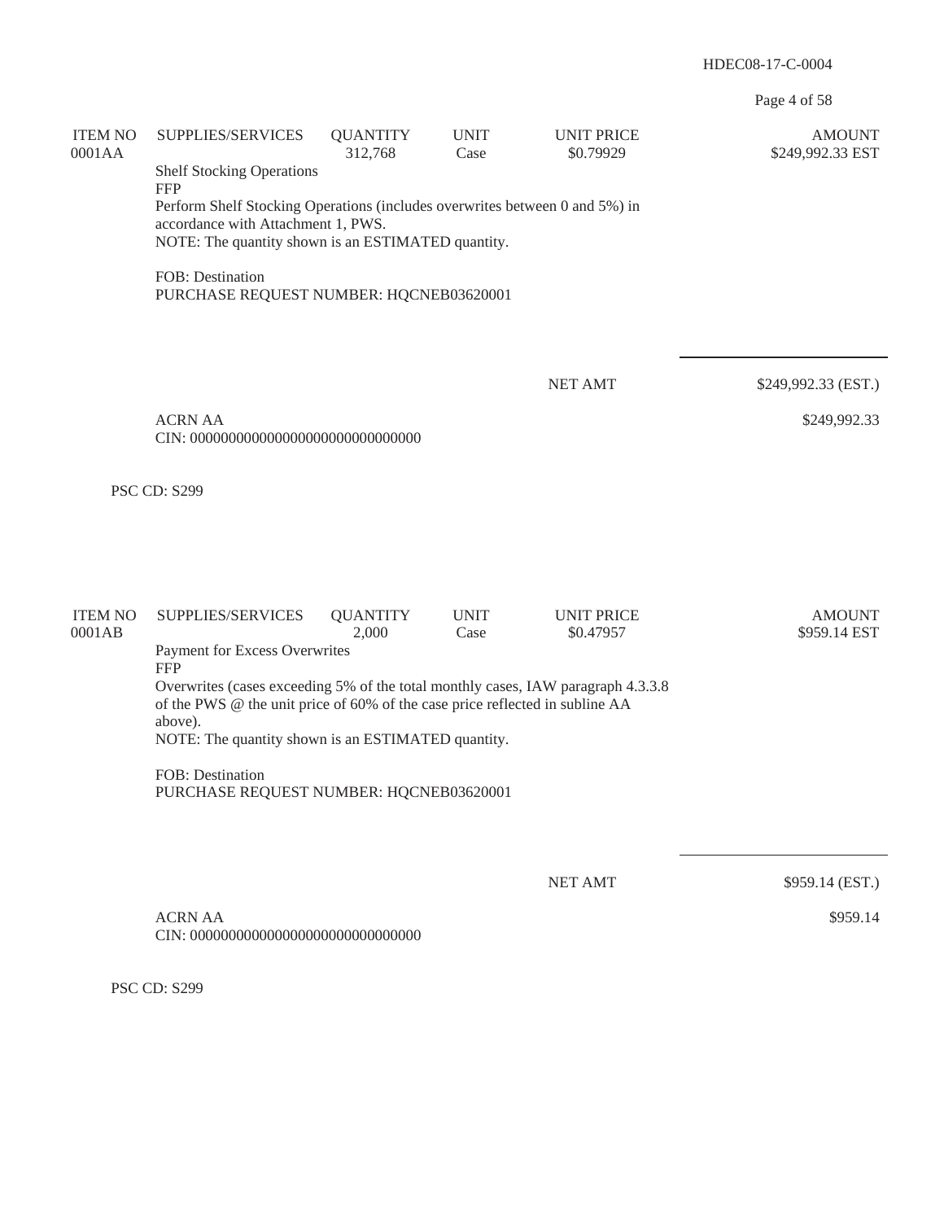| ITEM NO | SUPPLIES/SERVICES | QUANTITY | UNIT | UNIT PRICE | AMOUNT |
|---|---|---|---|---|---|
| 0001AA | | 312,768 | Case | $0.79929 | $249,992.33 EST |

Shelf Stocking Operations
FFP
Perform Shelf Stocking Operations (includes overwrites between 0 and 5%) in accordance with Attachment 1, PWS.
NOTE: The quantity shown is an ESTIMATED quantity.

FOB: Destination
PURCHASE REQUEST NUMBER: HQCNEB03620001

NET AMT $249,992.33 (EST.)

ACRN AA $249,992.33
CIN: 000000000000000000000000000000

PSC CD: S299

| ITEM NO | SUPPLIES/SERVICES | QUANTITY | UNIT | UNIT PRICE | AMOUNT |
|---|---|---|---|---|---|
| 0001AB | | 2,000 | Case | $0.47957 | $959.14 EST |

Payment for Excess Overwrites
FFP
Overwrites (cases exceeding 5% of the total monthly cases, IAW paragraph 4.3.3.8 of the PWS @ the unit price of 60% of the case price reflected in subline AA above).
NOTE: The quantity shown is an ESTIMATED quantity.

FOB: Destination
PURCHASE REQUEST NUMBER: HQCNEB03620001

NET AMT $959.14 (EST.)

ACRN AA $959.14
CIN: 000000000000000000000000000000

PSC CD: S299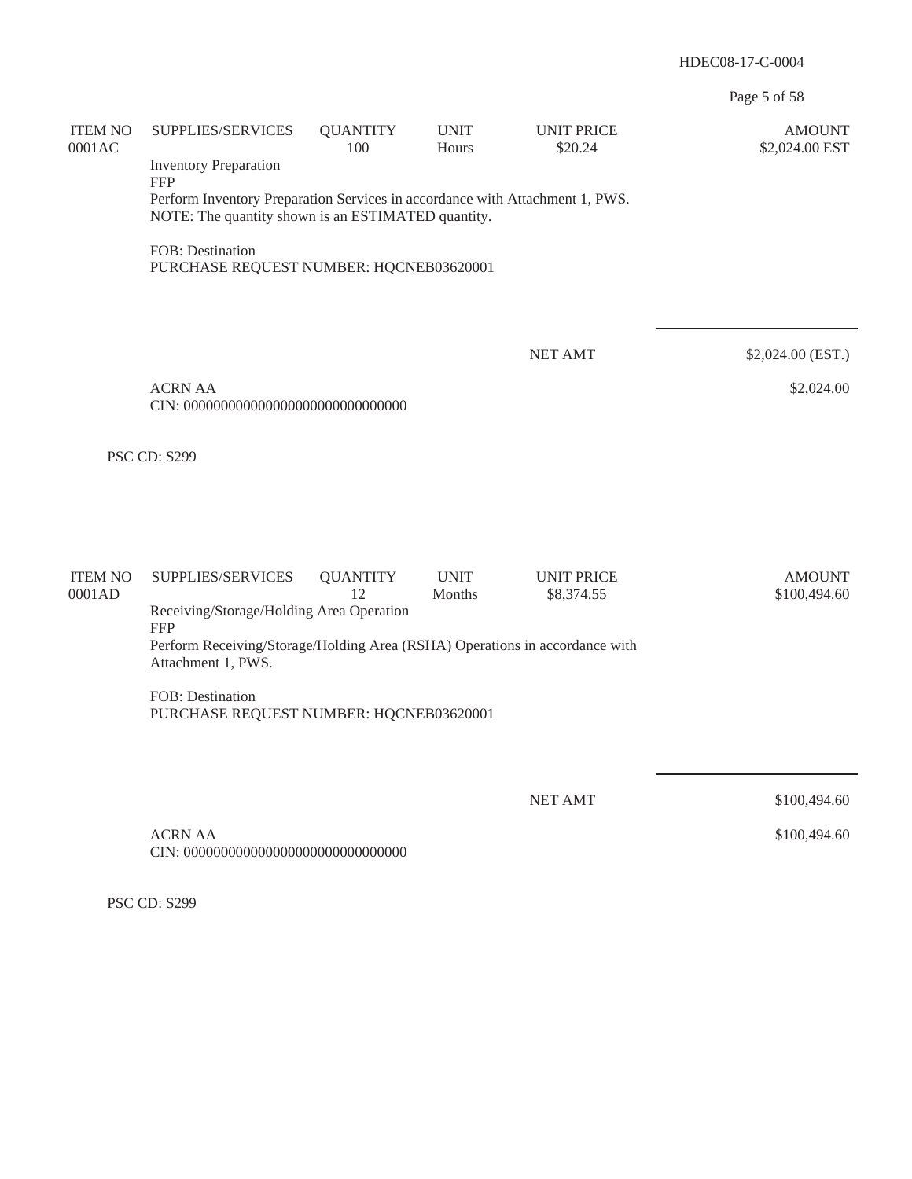| ITEM NO | SUPPLIES/SERVICES | QUANTITY | UNIT | UNIT PRICE | AMOUNT |
|---|---|---|---|---|---|
| 0001AC | | 100 | Hours | $20.24 | $2,024.00 EST |

Inventory Preparation
FFP
Perform Inventory Preparation Services in accordance with Attachment 1, PWS.
NOTE: The quantity shown is an ESTIMATED quantity.

FOB: Destination
PURCHASE REQUEST NUMBER: HQCNEB03620001

NET AMT $2,024.00 (EST.)

ACRN AA $2,024.00
CIN: 000000000000000000000000000000

PSC CD: S299

| ITEM NO | SUPPLIES/SERVICES | QUANTITY | UNIT | UNIT PRICE | AMOUNT |
|---|---|---|---|---|---|
| 0001AD | | 12 | Months | $8,374.55 | $100,494.60 |

Receiving/Storage/Holding Area Operation
FFP
Perform Receiving/Storage/Holding Area (RSHA) Operations in accordance with Attachment 1, PWS.

FOB: Destination
PURCHASE REQUEST NUMBER: HQCNEB03620001

NET AMT $100,494.60

ACRN AA $100,494.60
CIN: 000000000000000000000000000000

PSC CD: S299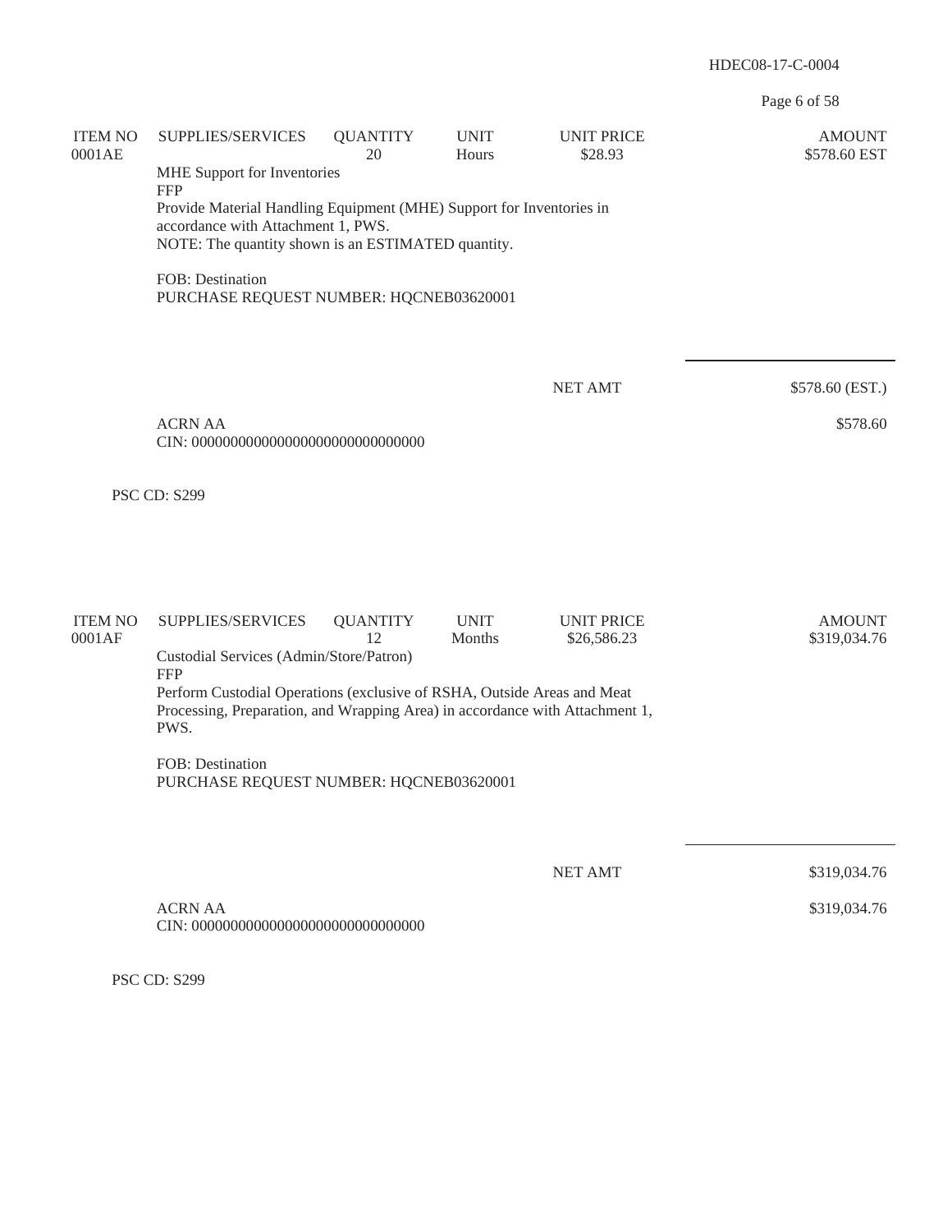| ITEM NO | SUPPLIES/SERVICES | QUANTITY | UNIT | UNIT PRICE | AMOUNT |
|---|---|---|---|---|---|
| 0001AE | | 20 | Hours | $28.93 | $578.60 EST |

MHE Support for Inventories
FFP
Provide Material Handling Equipment (MHE) Support for Inventories in accordance with Attachment 1, PWS.
NOTE: The quantity shown is an ESTIMATED quantity.

FOB: Destination
PURCHASE REQUEST NUMBER: HQCNEB03620001

NET AMT $578.60 (EST.)

ACRN AA $578.60
CIN: 000000000000000000000000000000

PSC CD: S299

| ITEM NO | SUPPLIES/SERVICES | QUANTITY | UNIT | UNIT PRICE | AMOUNT |
|---|---|---|---|---|---|
| 0001AF | | 12 | Months | $26,586.23 | $319,034.76 |

Custodial Services (Admin/Store/Patron)
FFP
Perform Custodial Operations (exclusive of RSHA, Outside Areas and Meat Processing, Preparation, and Wrapping Area) in accordance with Attachment 1, PWS.

FOB: Destination
PURCHASE REQUEST NUMBER: HQCNEB03620001

NET AMT $319,034.76

ACRN AA $319,034.76
CIN: 000000000000000000000000000000

PSC CD: S299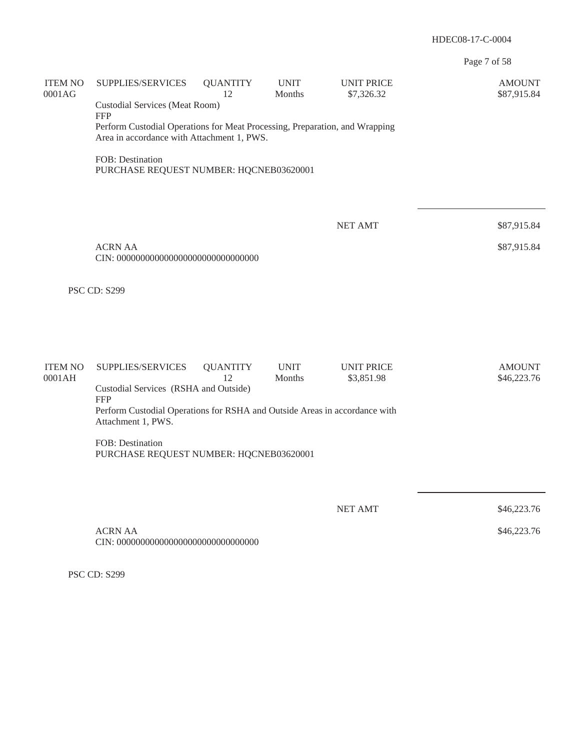| ITEM NO | SUPPLIES/SERVICES | QUANTITY | UNIT | UNIT PRICE | AMOUNT |
|---|---|---|---|---|---|
| 0001AG | | 12 | Months | $7,326.32 | $87,915.84 |

Custodial Services (Meat Room)
FFP
Perform Custodial Operations for Meat Processing, Preparation, and Wrapping Area in accordance with Attachment 1, PWS.

FOB: Destination
PURCHASE REQUEST NUMBER: HQCNEB03620001

| | |
|---|---|
| NET AMT | $87,915.84 |

ACRN AA $87,915.84
CIN: 000000000000000000000000000000

PSC CD: S299

| ITEM NO | SUPPLIES/SERVICES | QUANTITY | UNIT | UNIT PRICE | AMOUNT |
|---|---|---|---|---|---|
| 0001AH | | 12 | Months | $3,851.98 | $46,223.76 |

Custodial Services (RSHA and Outside)
FFP
Perform Custodial Operations for RSHA and Outside Areas in accordance with Attachment 1, PWS.

FOB: Destination
PURCHASE REQUEST NUMBER: HQCNEB03620001

| | |
|---|---|
| NET AMT | $46,223.76 |

ACRN AA $46,223.76
CIN: 000000000000000000000000000000

PSC CD: S299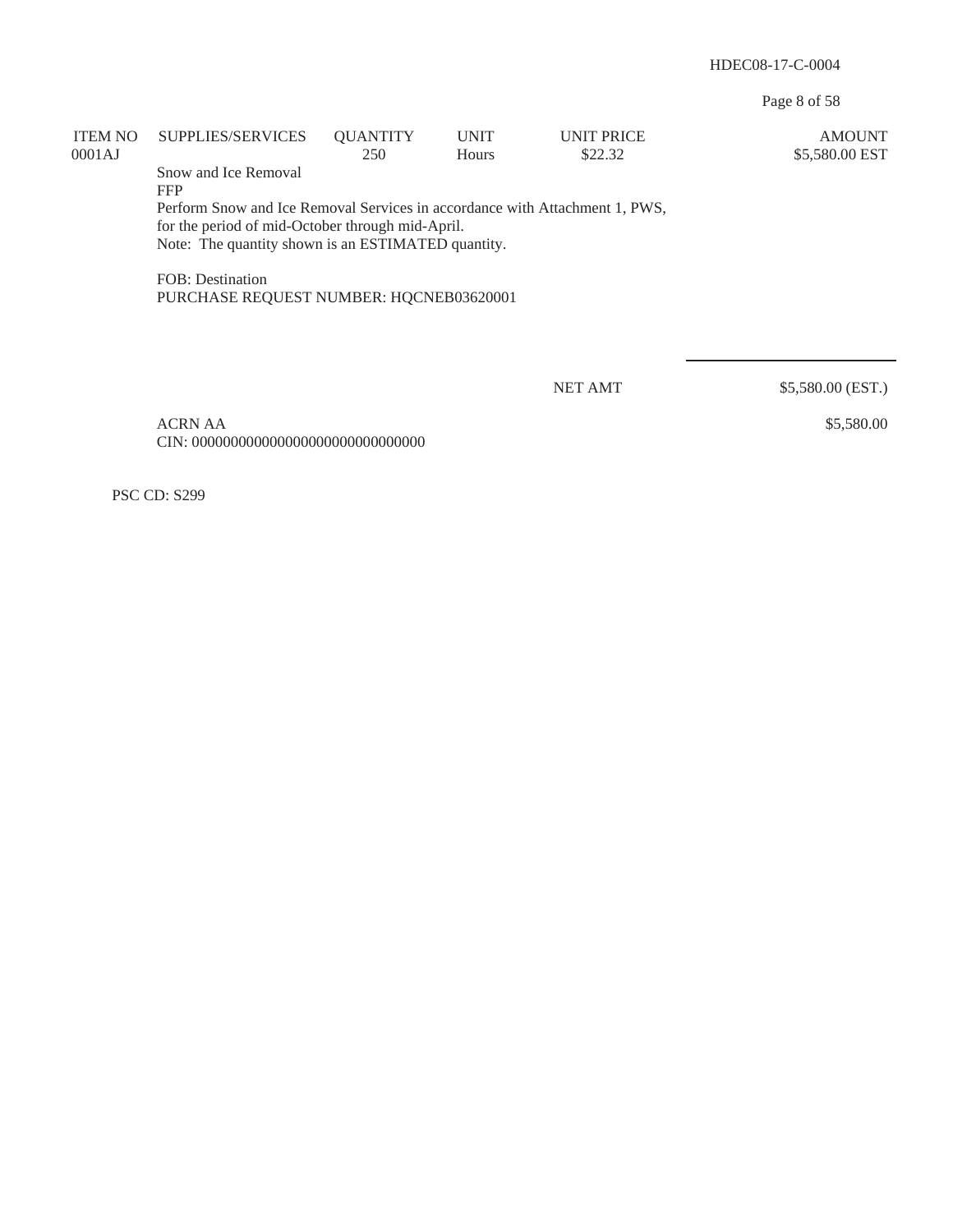| ITEM NO | SUPPLIES/SERVICES | QUANTITY | UNIT | UNIT PRICE | AMOUNT |
|---|---|---|---|---|---|
| 0001AJ | | 250 | Hours | $22.32 | $5,580.00 EST |

Snow and Ice Removal
FFP
Perform Snow and Ice Removal Services in accordance with Attachment 1, PWS, for the period of mid-October through mid-April.
Note: The quantity shown is an ESTIMATED quantity.

FOB: Destination
PURCHASE REQUEST NUMBER: HQCNEB03620001

NET AMT $5,580.00 (EST.)

ACRN AA $5,580.00
CIN: 000000000000000000000000000000

PSC CD: S299